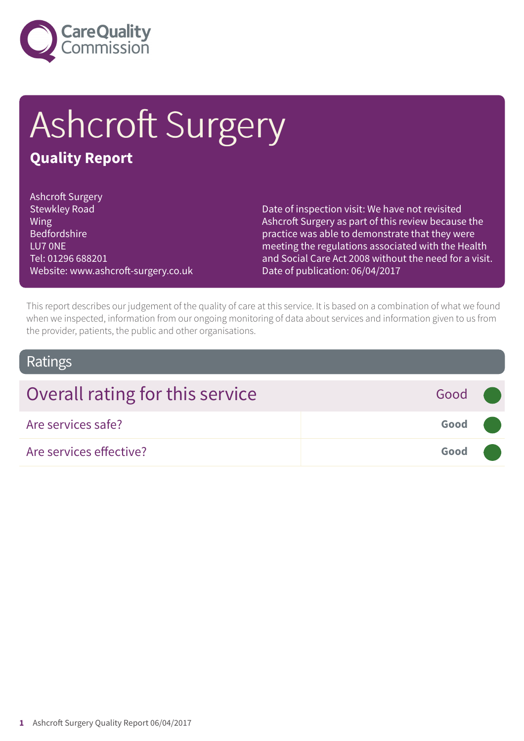# Ashcroft Surgery

## Quality Report

Ashcroft Surgery
Stewkley Road
Wing
Bedfordshire
LU7 0NE
Tel: 01296 688201
Website: www.ashcroft-surgery.co.uk

Date of inspection visit: We have not revisited Ashcroft Surgery as part of this review because the practice was able to demonstrate that they were meeting the regulations associated with the Health and Social Care Act 2008 without the need for a visit.
Date of publication: 06/04/2017

This report describes our judgement of the quality of care at this service. It is based on a combination of what we found when we inspected, information from our ongoing monitoring of data about services and information given to us from the provider, patients, the public and other organisations.

## Ratings

| Overall rating for this service | Good |
| --- | --- |
| Are services safe? | Good |
| Are services effective? | Good |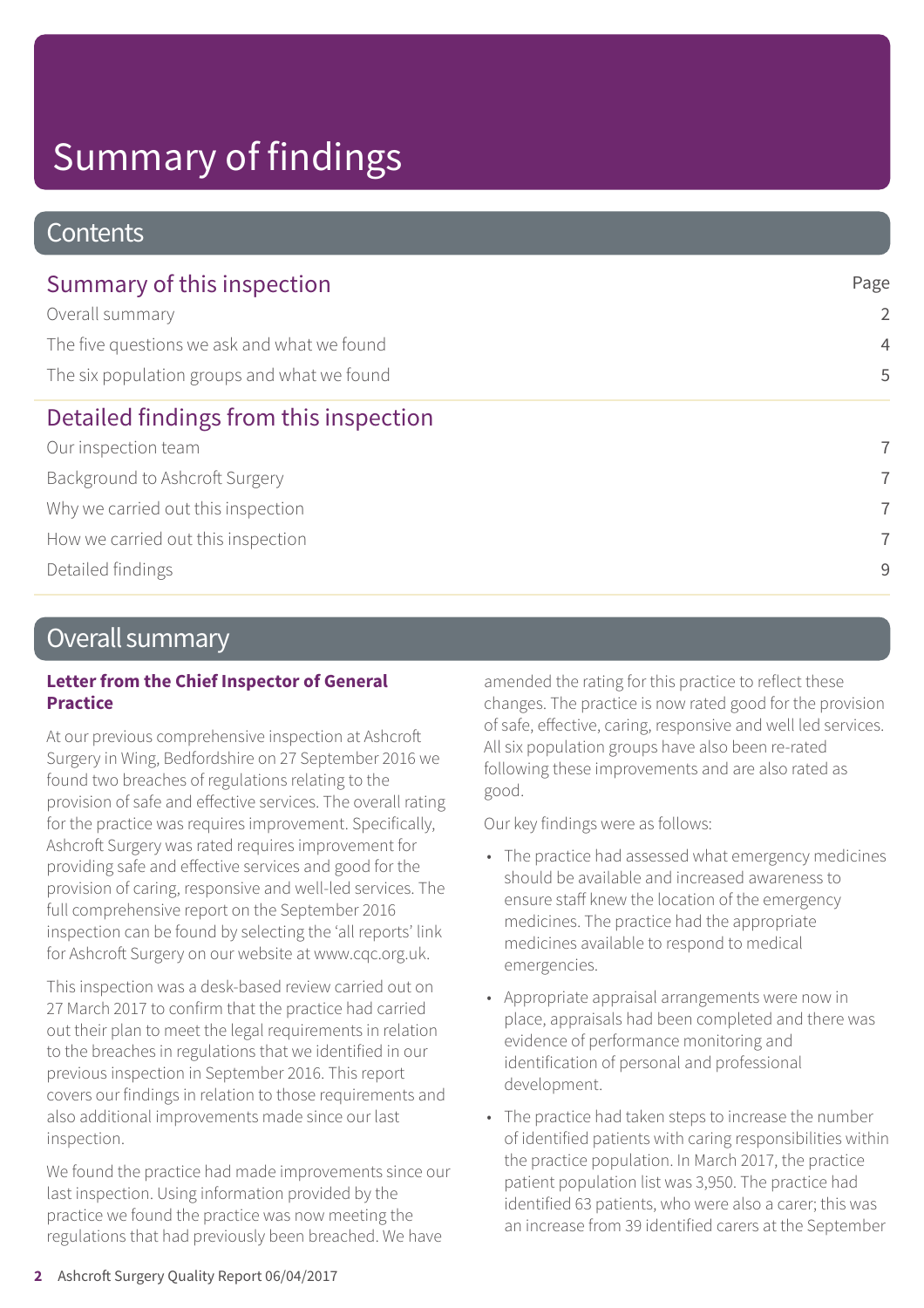# Summary of findings

## Contents

| Summary of this inspection | Page |
| --- | --- |
| Overall summary | 2 |
| The five questions we ask and what we found | 4 |
| The six population groups and what we found | 5 |
| **Detailed findings from this inspection** | |
| Our inspection team | 7 |
| Background to Ashcroft Surgery | 7 |
| Why we carried out this inspection | 7 |
| How we carried out this inspection | 7 |
| Detailed findings | 9 |

## Overall summary

**Letter from the Chief Inspector of General Practice**

At our previous comprehensive inspection at Ashcroft Surgery in Wing, Bedfordshire on 27 September 2016 we found two breaches of regulations relating to the provision of safe and effective services. The overall rating for the practice was requires improvement. Specifically, Ashcroft Surgery was rated requires improvement for providing safe and effective services and good for the provision of caring, responsive and well-led services. The full comprehensive report on the September 2016 inspection can be found by selecting the 'all reports' link for Ashcroft Surgery on our website at www.cqc.org.uk.

This inspection was a desk-based review carried out on 27 March 2017 to confirm that the practice had carried out their plan to meet the legal requirements in relation to the breaches in regulations that we identified in our previous inspection in September 2016. This report covers our findings in relation to those requirements and also additional improvements made since our last inspection.

We found the practice had made improvements since our last inspection. Using information provided by the practice we found the practice was now meeting the regulations that had previously been breached. We have amended the rating for this practice to reflect these changes. The practice is now rated good for the provision of safe, effective, caring, responsive and well led services. All six population groups have also been re-rated following these improvements and are also rated as good.

Our key findings were as follows:

- The practice had assessed what emergency medicines should be available and increased awareness to ensure staff knew the location of the emergency medicines. The practice had the appropriate medicines available to respond to medical emergencies.
- Appropriate appraisal arrangements were now in place, appraisals had been completed and there was evidence of performance monitoring and identification of personal and professional development.
- The practice had taken steps to increase the number of identified patients with caring responsibilities within the practice population. In March 2017, the practice patient population list was 3,950. The practice had identified 63 patients, who were also a carer; this was an increase from 39 identified carers at the September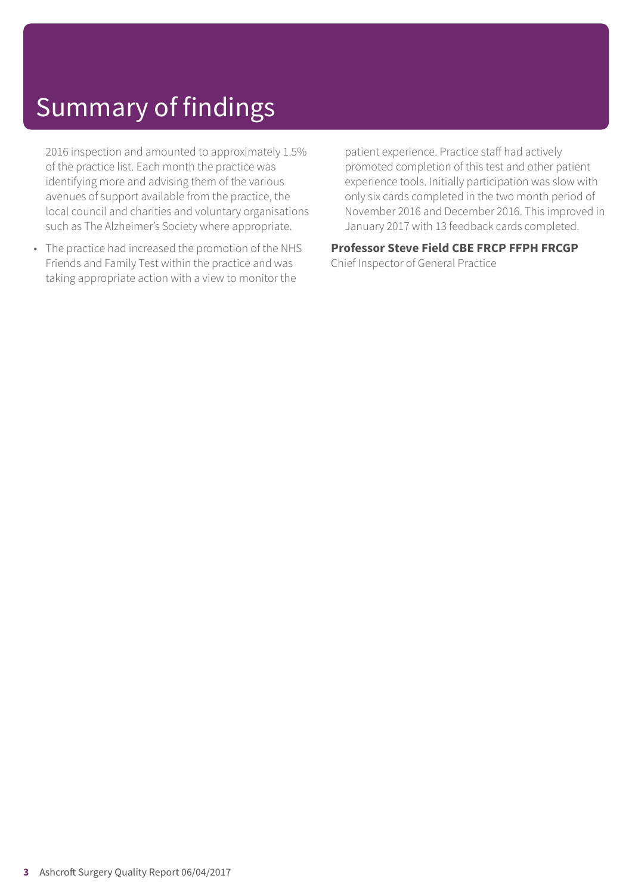# Summary of findings

2016 inspection and amounted to approximately 1.5% of the practice list. Each month the practice was identifying more and advising them of the various avenues of support available from the practice, the local council and charities and voluntary organisations such as The Alzheimer's Society where appropriate.

- The practice had increased the promotion of the NHS Friends and Family Test within the practice and was taking appropriate action with a view to monitor the patient experience. Practice staff had actively promoted completion of this test and other patient experience tools. Initially participation was slow with only six cards completed in the two month period of November 2016 and December 2016. This improved in January 2017 with 13 feedback cards completed.

**Professor Steve Field CBE FRCP FFPH FRCGP**
Chief Inspector of General Practice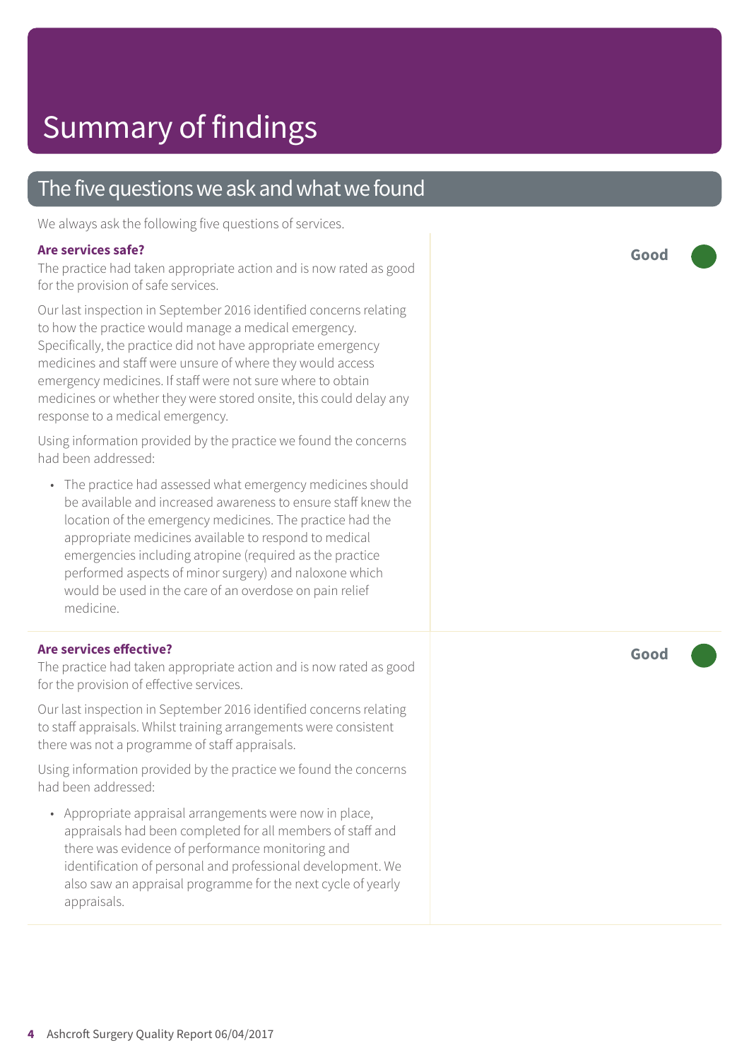# Summary of findings

## The five questions we ask and what we found

We always ask the following five questions of services.

### Are services safe?

**Good**

The practice had taken appropriate action and is now rated as good for the provision of safe services.

Our last inspection in September 2016 identified concerns relating to how the practice would manage a medical emergency. Specifically, the practice did not have appropriate emergency medicines and staff were unsure of where they would access emergency medicines. If staff were not sure where to obtain medicines or whether they were stored onsite, this could delay any response to a medical emergency.

Using information provided by the practice we found the concerns had been addressed:

- The practice had assessed what emergency medicines should be available and increased awareness to ensure staff knew the location of the emergency medicines. The practice had the appropriate medicines available to respond to medical emergencies including atropine (required as the practice performed aspects of minor surgery) and naloxone which would be used in the care of an overdose on pain relief medicine.

### Are services effective?

**Good**

The practice had taken appropriate action and is now rated as good for the provision of effective services.

Our last inspection in September 2016 identified concerns relating to staff appraisals. Whilst training arrangements were consistent there was not a programme of staff appraisals.

Using information provided by the practice we found the concerns had been addressed:

- Appropriate appraisal arrangements were now in place, appraisals had been completed for all members of staff and there was evidence of performance monitoring and identification of personal and professional development. We also saw an appraisal programme for the next cycle of yearly appraisals.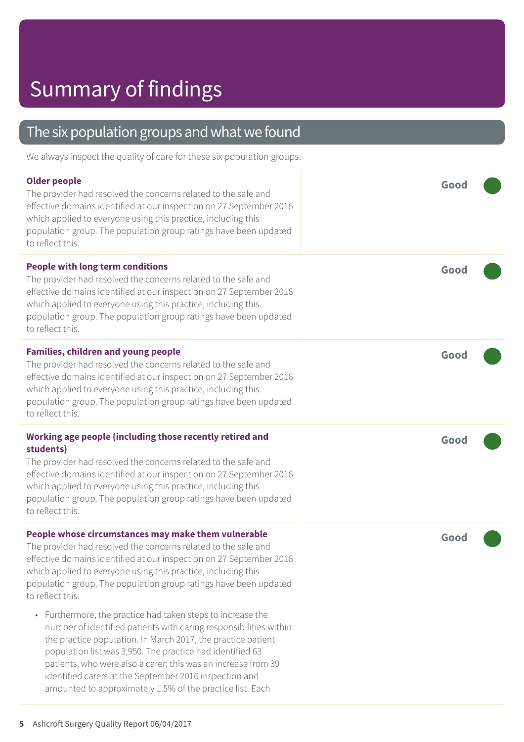# Summary of findings

## The six population groups and what we found

We always inspect the quality of care for these six population groups.

| | |
|---|---|
| **Older people**<br>The provider had resolved the concerns related to the safe and effective domains identified at our inspection on 27 September 2016 which applied to everyone using this practice, including this population group. The population group ratings have been updated to reflect this. | **Good** |
| **People with long term conditions**<br>The provider had resolved the concerns related to the safe and effective domains identified at our inspection on 27 September 2016 which applied to everyone using this practice, including this population group. The population group ratings have been updated to reflect this. | **Good** |
| **Families, children and young people**<br>The provider had resolved the concerns related to the safe and effective domains identified at our inspection on 27 September 2016 which applied to everyone using this practice, including this population group. The population group ratings have been updated to reflect this. | **Good** |
| **Working age people (including those recently retired and students)**<br>The provider had resolved the concerns related to the safe and effective domains identified at our inspection on 27 September 2016 which applied to everyone using this practice, including this population group. The population group ratings have been updated to reflect this. | **Good** |
| **People whose circumstances may make them vulnerable**<br>The provider had resolved the concerns related to the safe and effective domains identified at our inspection on 27 September 2016 which applied to everyone using this practice, including this population group. The population group ratings have been updated to reflect this.<br>• Furthermore, the practice had taken steps to increase the number of identified patients with caring responsibilities within the practice population. In March 2017, the practice patient population list was 3,950. The practice had identified 63 patients, who were also a carer; this was an increase from 39 identified carers at the September 2016 inspection and amounted to approximately 1.5% of the practice list. Each | **Good** |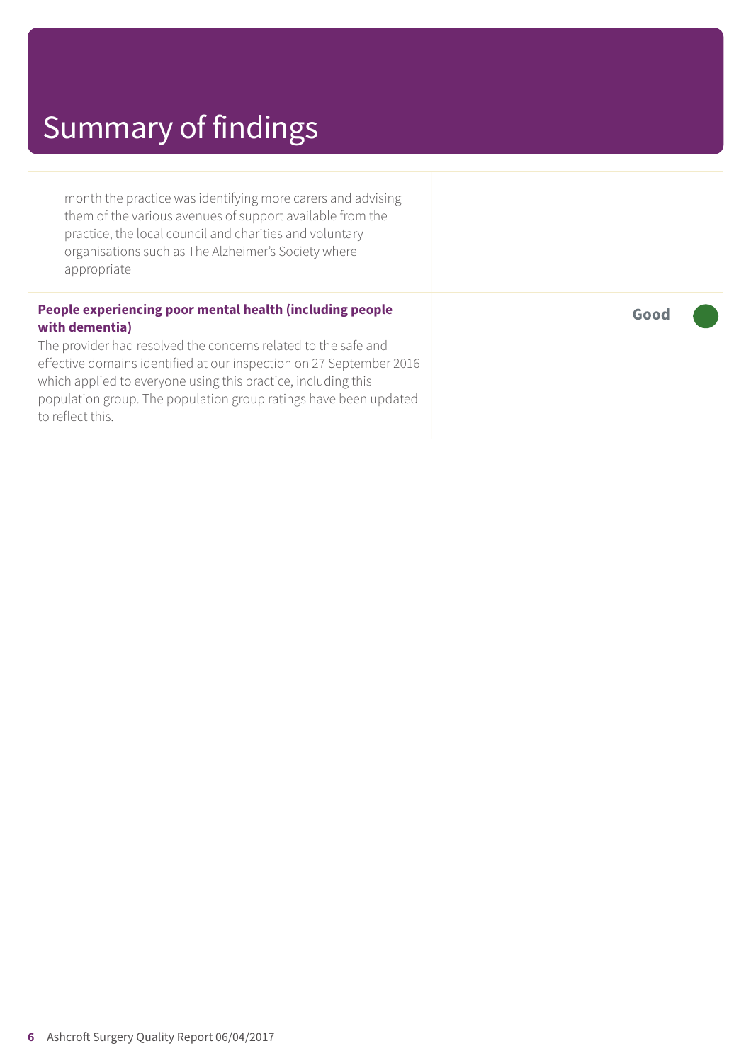# Summary of findings

| | |
|---|---|
| month the practice was identifying more carers and advising them of the various avenues of support available from the practice, the local council and charities and voluntary organisations such as The Alzheimer's Society where appropriate | |
| **People experiencing poor mental health (including people with dementia)**<br>The provider had resolved the concerns related to the safe and effective domains identified at our inspection on 27 September 2016 which applied to everyone using this practice, including this population group. The population group ratings have been updated to reflect this. | **Good** |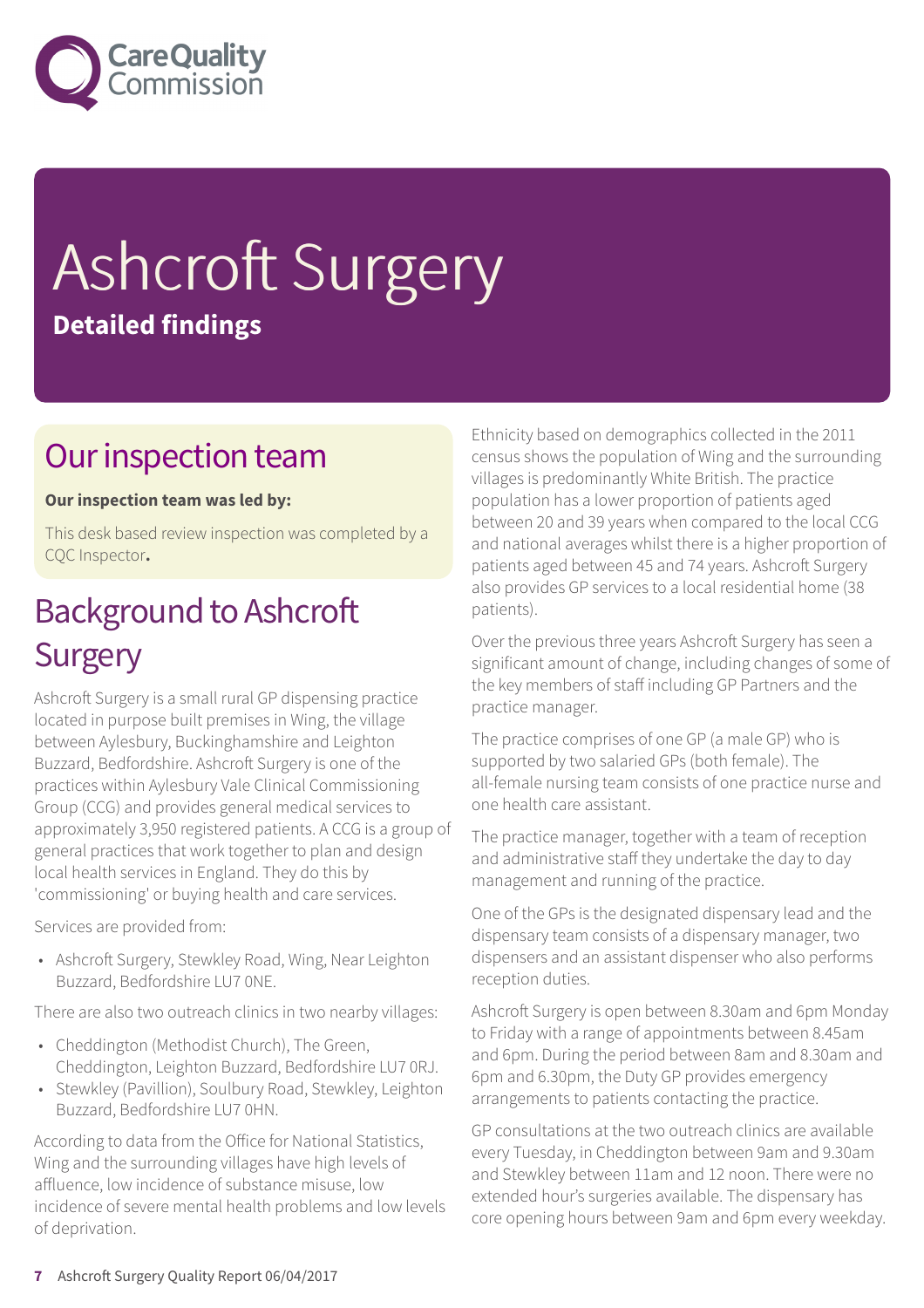# Ashcroft Surgery

**Detailed findings**

## Our inspection team

**Our inspection team was led by:**

This desk based review inspection was completed by a CQC Inspector**.**

## Background to Ashcroft Surgery

Ashcroft Surgery is a small rural GP dispensing practice located in purpose built premises in Wing, the village between Aylesbury, Buckinghamshire and Leighton Buzzard, Bedfordshire. Ashcroft Surgery is one of the practices within Aylesbury Vale Clinical Commissioning Group (CCG) and provides general medical services to approximately 3,950 registered patients. A CCG is a group of general practices that work together to plan and design local health services in England. They do this by 'commissioning' or buying health and care services.

Services are provided from:

- Ashcroft Surgery, Stewkley Road, Wing, Near Leighton Buzzard, Bedfordshire LU7 0NE.

There are also two outreach clinics in two nearby villages:

- Cheddington (Methodist Church), The Green, Cheddington, Leighton Buzzard, Bedfordshire LU7 0RJ.
- Stewkley (Pavillion), Soulbury Road, Stewkley, Leighton Buzzard, Bedfordshire LU7 0HN.

According to data from the Office for National Statistics, Wing and the surrounding villages have high levels of affluence, low incidence of substance misuse, low incidence of severe mental health problems and low levels of deprivation.

Ethnicity based on demographics collected in the 2011 census shows the population of Wing and the surrounding villages is predominantly White British. The practice population has a lower proportion of patients aged between 20 and 39 years when compared to the local CCG and national averages whilst there is a higher proportion of patients aged between 45 and 74 years. Ashcroft Surgery also provides GP services to a local residential home (38 patients).

Over the previous three years Ashcroft Surgery has seen a significant amount of change, including changes of some of the key members of staff including GP Partners and the practice manager.

The practice comprises of one GP (a male GP) who is supported by two salaried GPs (both female). The all-female nursing team consists of one practice nurse and one health care assistant.

The practice manager, together with a team of reception and administrative staff they undertake the day to day management and running of the practice.

One of the GPs is the designated dispensary lead and the dispensary team consists of a dispensary manager, two dispensers and an assistant dispenser who also performs reception duties.

Ashcroft Surgery is open between 8.30am and 6pm Monday to Friday with a range of appointments between 8.45am and 6pm. During the period between 8am and 8.30am and 6pm and 6.30pm, the Duty GP provides emergency arrangements to patients contacting the practice.

GP consultations at the two outreach clinics are available every Tuesday, in Cheddington between 9am and 9.30am and Stewkley between 11am and 12 noon. There were no extended hour's surgeries available. The dispensary has core opening hours between 9am and 6pm every weekday.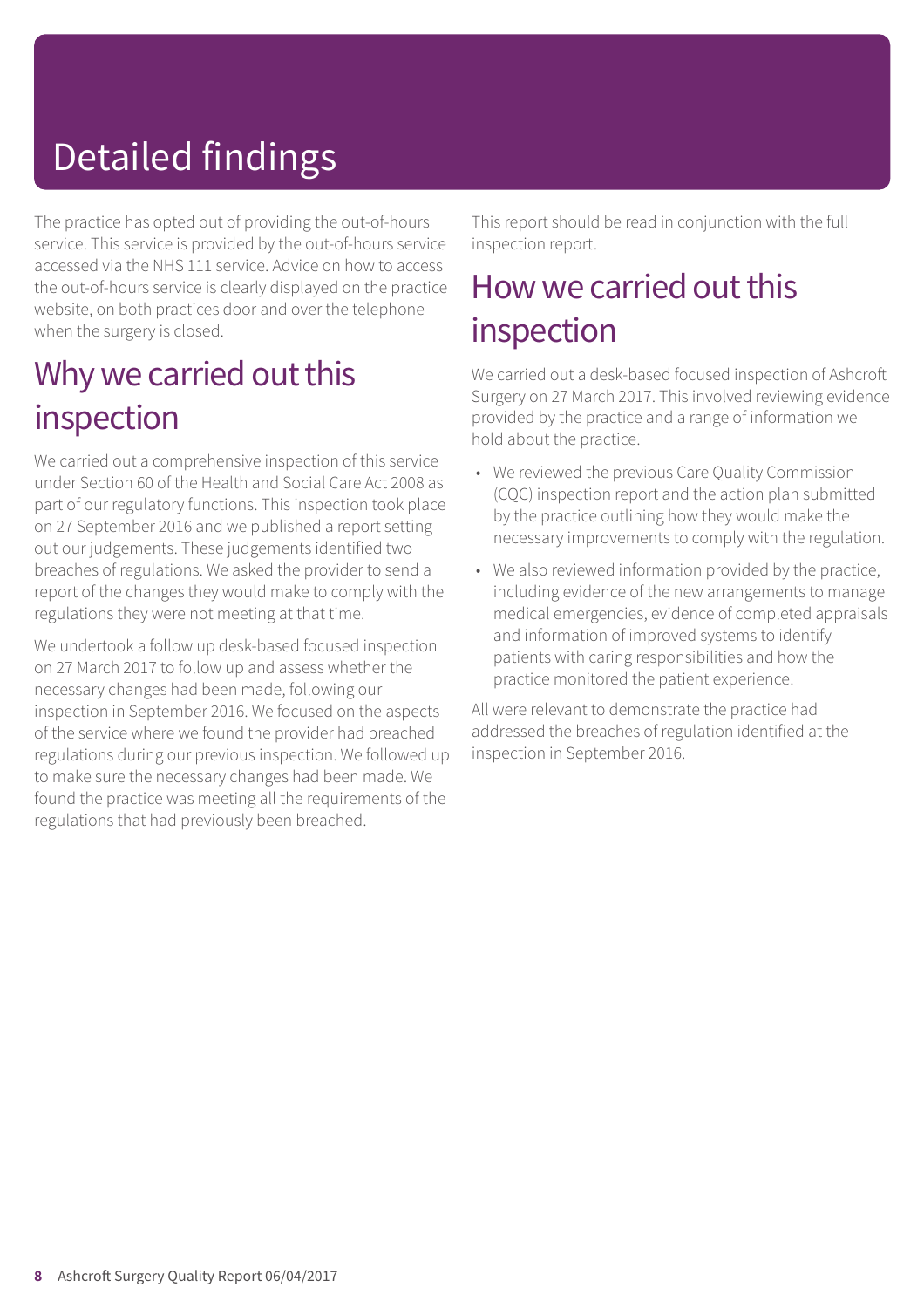# Detailed findings

The practice has opted out of providing the out-of-hours service. This service is provided by the out-of-hours service accessed via the NHS 111 service. Advice on how to access the out-of-hours service is clearly displayed on the practice website, on both practices door and over the telephone when the surgery is closed.

## Why we carried out this inspection

We carried out a comprehensive inspection of this service under Section 60 of the Health and Social Care Act 2008 as part of our regulatory functions. This inspection took place on 27 September 2016 and we published a report setting out our judgements. These judgements identified two breaches of regulations. We asked the provider to send a report of the changes they would make to comply with the regulations they were not meeting at that time.

We undertook a follow up desk-based focused inspection on 27 March 2017 to follow up and assess whether the necessary changes had been made, following our inspection in September 2016. We focused on the aspects of the service where we found the provider had breached regulations during our previous inspection. We followed up to make sure the necessary changes had been made. We found the practice was meeting all the requirements of the regulations that had previously been breached.

This report should be read in conjunction with the full inspection report.

## How we carried out this inspection

We carried out a desk-based focused inspection of Ashcroft Surgery on 27 March 2017. This involved reviewing evidence provided by the practice and a range of information we hold about the practice.

- We reviewed the previous Care Quality Commission (CQC) inspection report and the action plan submitted by the practice outlining how they would make the necessary improvements to comply with the regulation.
- We also reviewed information provided by the practice, including evidence of the new arrangements to manage medical emergencies, evidence of completed appraisals and information of improved systems to identify patients with caring responsibilities and how the practice monitored the patient experience.

All were relevant to demonstrate the practice had addressed the breaches of regulation identified at the inspection in September 2016.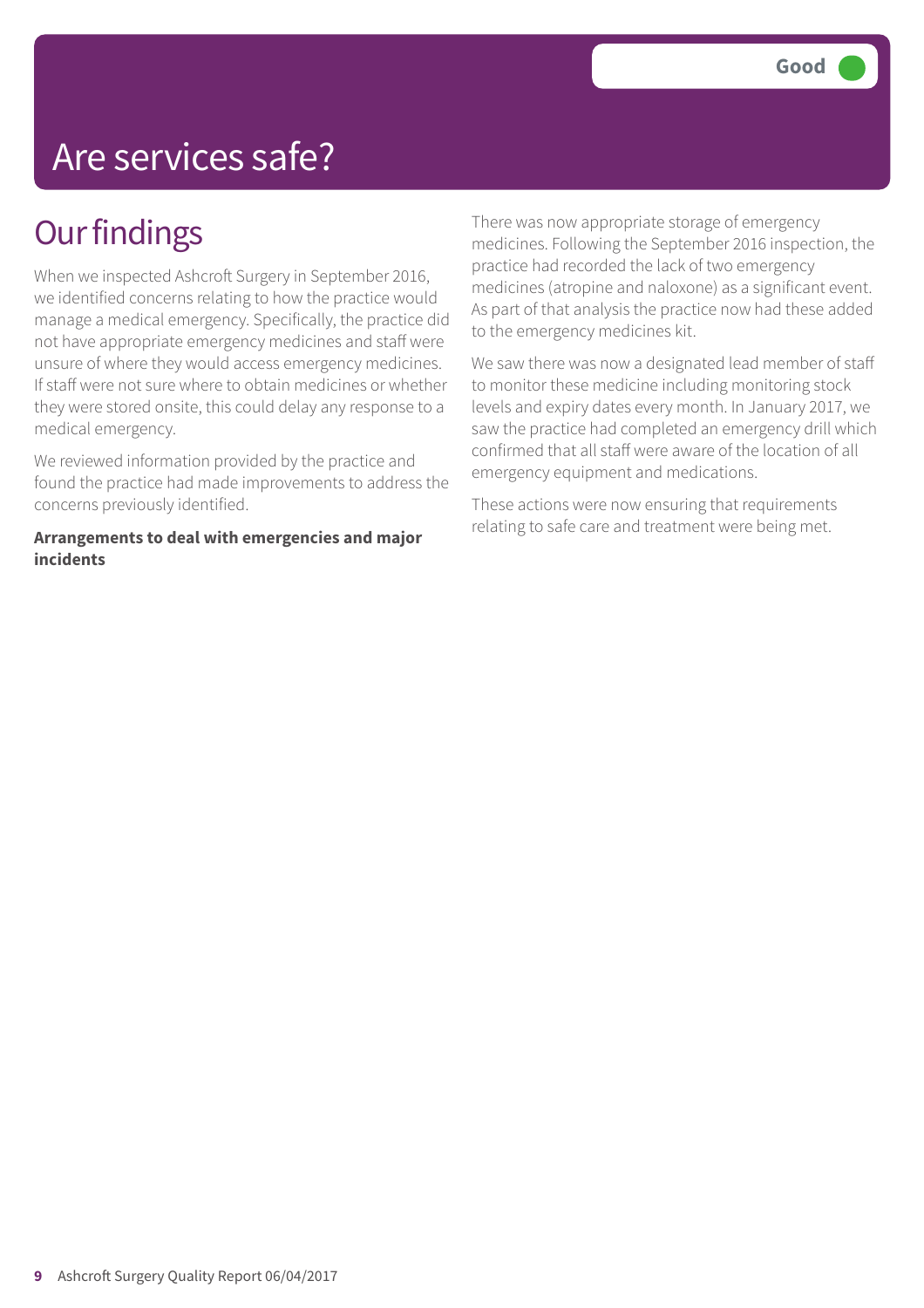# Are services safe?

**Good**

## Our findings

When we inspected Ashcroft Surgery in September 2016, we identified concerns relating to how the practice would manage a medical emergency. Specifically, the practice did not have appropriate emergency medicines and staff were unsure of where they would access emergency medicines. If staff were not sure where to obtain medicines or whether they were stored onsite, this could delay any response to a medical emergency.

We reviewed information provided by the practice and found the practice had made improvements to address the concerns previously identified.

**Arrangements to deal with emergencies and major incidents**

There was now appropriate storage of emergency medicines. Following the September 2016 inspection, the practice had recorded the lack of two emergency medicines (atropine and naloxone) as a significant event. As part of that analysis the practice now had these added to the emergency medicines kit.

We saw there was now a designated lead member of staff to monitor these medicine including monitoring stock levels and expiry dates every month. In January 2017, we saw the practice had completed an emergency drill which confirmed that all staff were aware of the location of all emergency equipment and medications.

These actions were now ensuring that requirements relating to safe care and treatment were being met.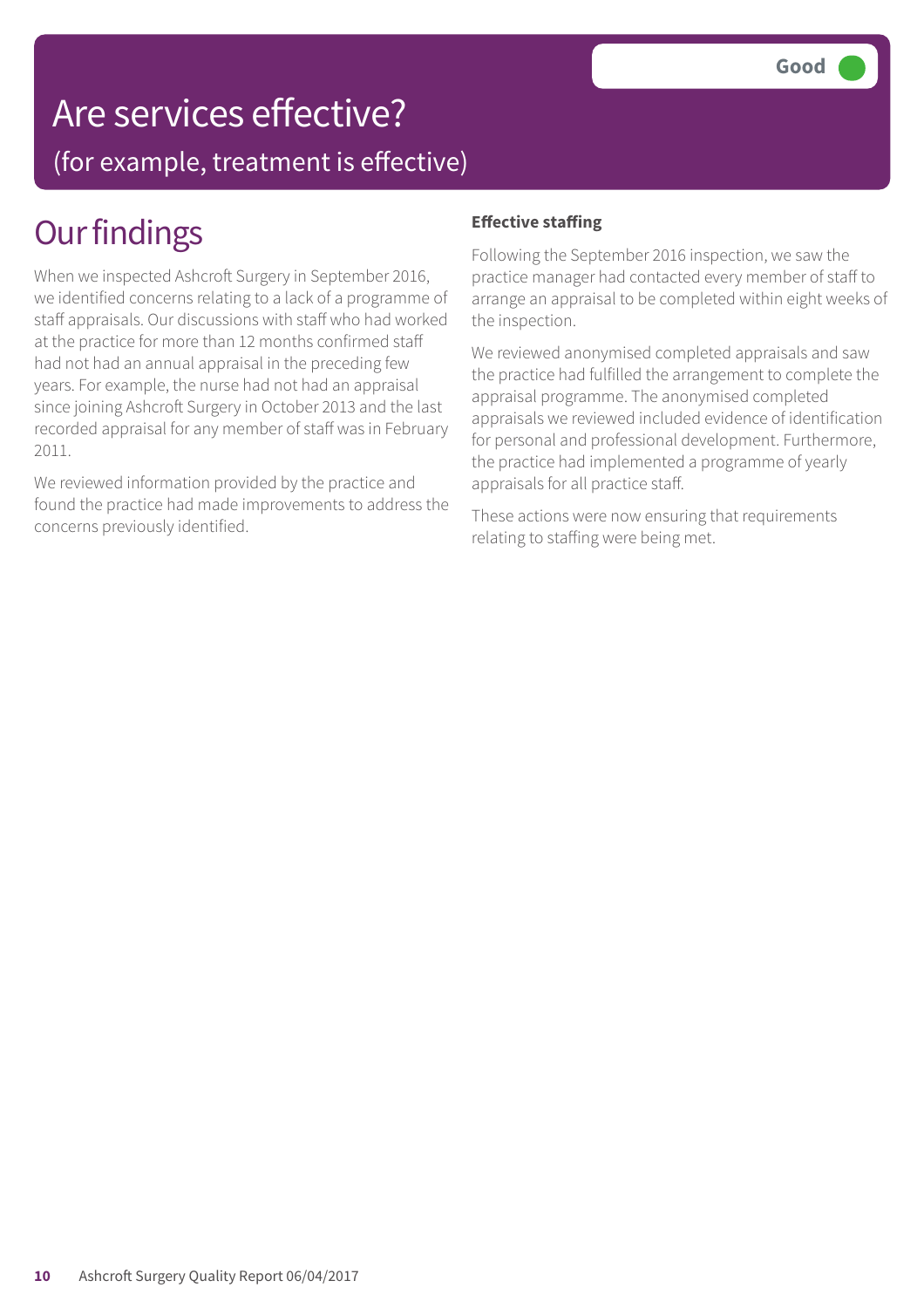# Are services effective?

(for example, treatment is effective)

**Good**

## Our findings

When we inspected Ashcroft Surgery in September 2016, we identified concerns relating to a lack of a programme of staff appraisals. Our discussions with staff who had worked at the practice for more than 12 months confirmed staff had not had an annual appraisal in the preceding few years. For example, the nurse had not had an appraisal since joining Ashcroft Surgery in October 2013 and the last recorded appraisal for any member of staff was in February 2011.

We reviewed information provided by the practice and found the practice had made improvements to address the concerns previously identified.

**Effective staffing**

Following the September 2016 inspection, we saw the practice manager had contacted every member of staff to arrange an appraisal to be completed within eight weeks of the inspection.

We reviewed anonymised completed appraisals and saw the practice had fulfilled the arrangement to complete the appraisal programme. The anonymised completed appraisals we reviewed included evidence of identification for personal and professional development. Furthermore, the practice had implemented a programme of yearly appraisals for all practice staff.

These actions were now ensuring that requirements relating to staffing were being met.